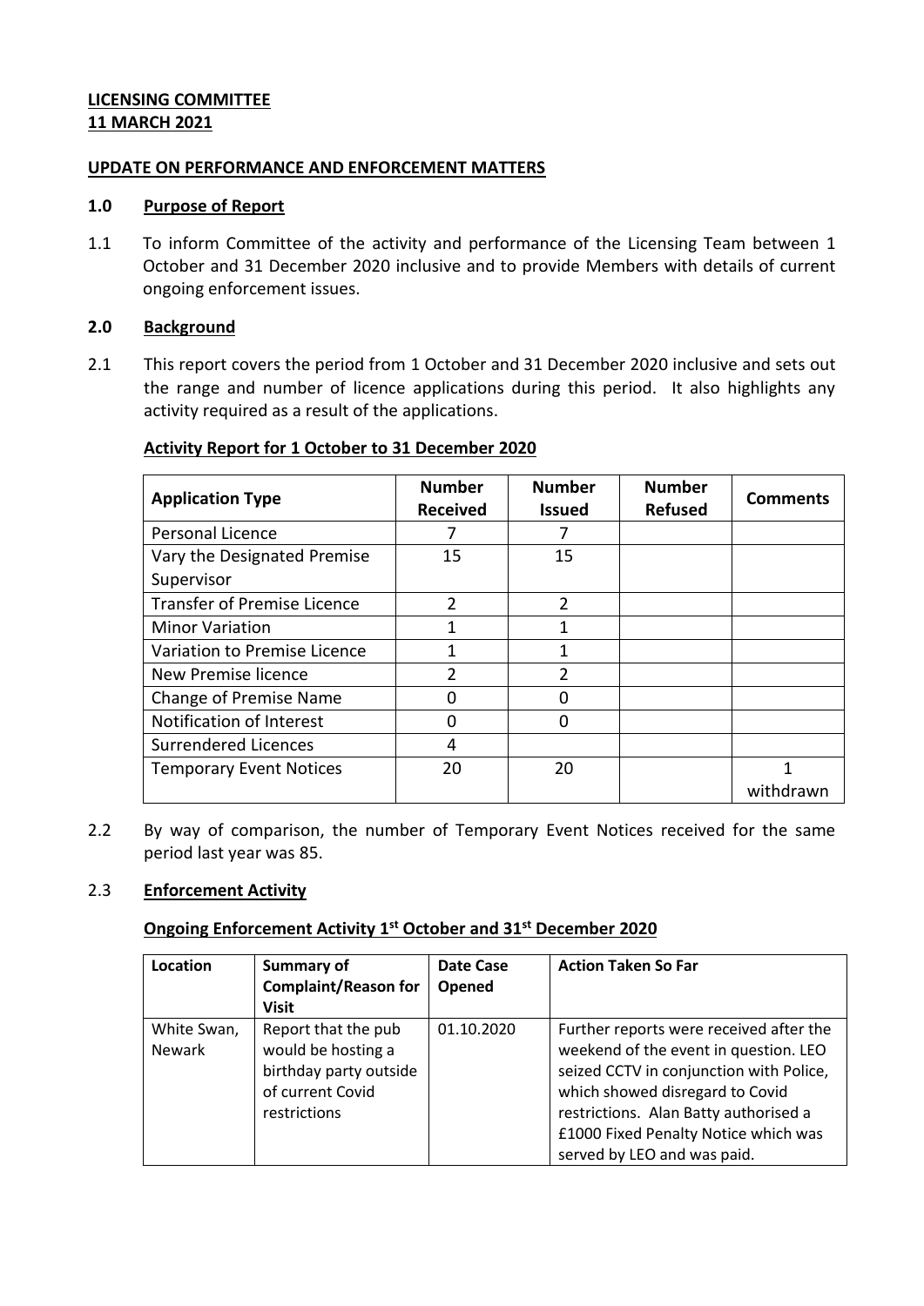**LICENSING COMMITTEE**
**11 MARCH 2021**

**UPDATE ON PERFORMANCE AND ENFORCEMENT MATTERS**

## 1.0 Purpose of Report

1.1 To inform Committee of the activity and performance of the Licensing Team between 1 October and 31 December 2020 inclusive and to provide Members with details of current ongoing enforcement issues.

## 2.0 Background

2.1 This report covers the period from 1 October and 31 December 2020 inclusive and sets out the range and number of licence applications during this period. It also highlights any activity required as a result of the applications.

**Activity Report for 1 October to 31 December 2020**

| Application Type | Number Received | Number Issued | Number Refused | Comments |
|---|---|---|---|---|
| Personal Licence | 7 | 7 | | |
| Vary the Designated Premise Supervisor | 15 | 15 | | |
| Transfer of Premise Licence | 2 | 2 | | |
| Minor Variation | 1 | 1 | | |
| Variation to Premise Licence | 1 | 1 | | |
| New Premise licence | 2 | 2 | | |
| Change of Premise Name | 0 | 0 | | |
| Notification of Interest | 0 | 0 | | |
| Surrendered Licences | 4 | | | |
| Temporary Event Notices | 20 | 20 | | 1 withdrawn |

2.2 By way of comparison, the number of Temporary Event Notices received for the same period last year was 85.

2.3 **Enforcement Activity**

**Ongoing Enforcement Activity 1st October and 31st December 2020**

| Location | Summary of Complaint/Reason for Visit | Date Case Opened | Action Taken So Far |
|---|---|---|---|
| White Swan, Newark | Report that the pub would be hosting a birthday party outside of current Covid restrictions | 01.10.2020 | Further reports were received after the weekend of the event in question. LEO seized CCTV in conjunction with Police, which showed disregard to Covid restrictions. Alan Batty authorised a £1000 Fixed Penalty Notice which was served by LEO and was paid. |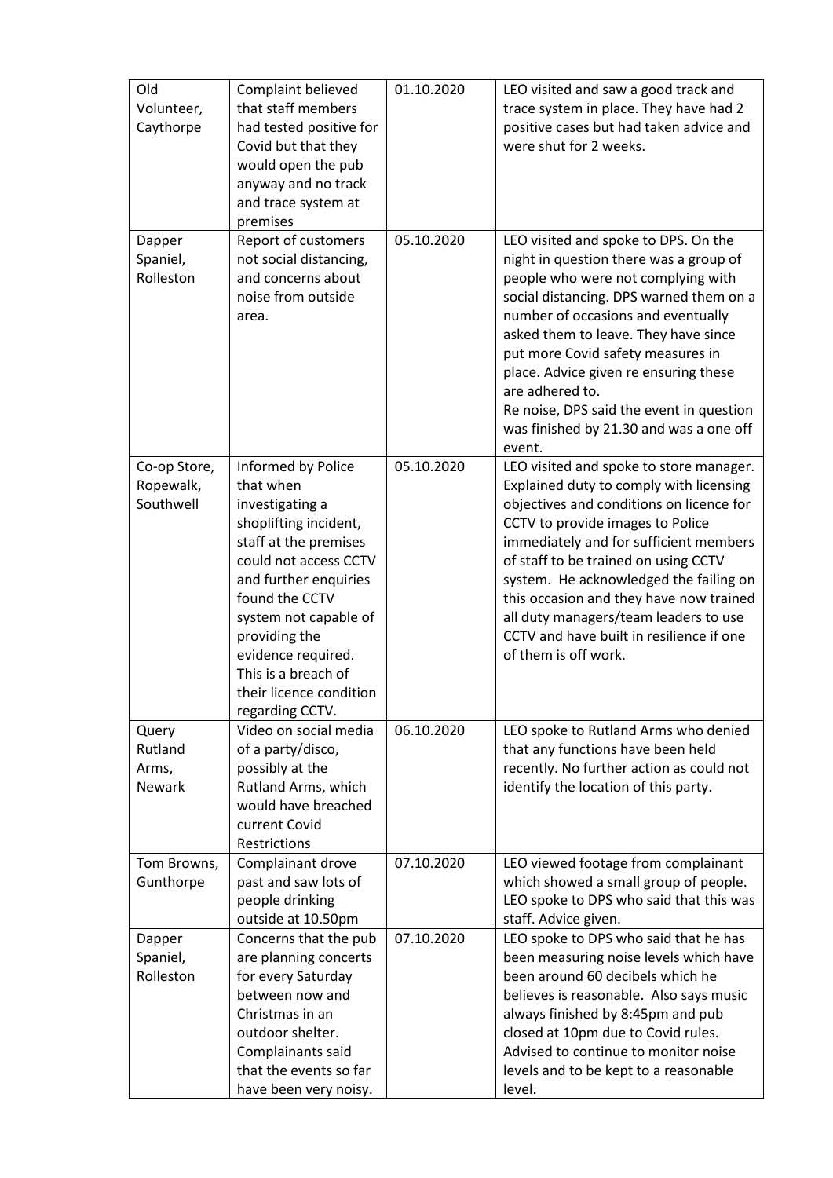| | | | |
|---|---|---|---|
| Old Volunteer, Caythorpe | Complaint believed that staff members had tested positive for Covid but that they would open the pub anyway and no track and trace system at premises | 01.10.2020 | LEO visited and saw a good track and trace system in place. They have had 2 positive cases but had taken advice and were shut for 2 weeks. |
| Dapper Spaniel, Rolleston | Report of customers not social distancing, and concerns about noise from outside area. | 05.10.2020 | LEO visited and spoke to DPS. On the night in question there was a group of people who were not complying with social distancing. DPS warned them on a number of occasions and eventually asked them to leave. They have since put more Covid safety measures in place. Advice given re ensuring these are adhered to.<br>Re noise, DPS said the event in question was finished by 21.30 and was a one off event. |
| Co-op Store, Ropewalk, Southwell | Informed by Police that when investigating a shoplifting incident, staff at the premises could not access CCTV and further enquiries found the CCTV system not capable of providing the evidence required. This is a breach of their licence condition regarding CCTV. | 05.10.2020 | LEO visited and spoke to store manager. Explained duty to comply with licensing objectives and conditions on licence for CCTV to provide images to Police immediately and for sufficient members of staff to be trained on using CCTV system. He acknowledged the failing on this occasion and they have now trained all duty managers/team leaders to use CCTV and have built in resilience if one of them is off work. |
| Query Rutland Arms, Newark | Video on social media of a party/disco, possibly at the Rutland Arms, which would have breached current Covid Restrictions | 06.10.2020 | LEO spoke to Rutland Arms who denied that any functions have been held recently. No further action as could not identify the location of this party. |
| Tom Browns, Gunthorpe | Complainant drove past and saw lots of people drinking outside at 10.50pm | 07.10.2020 | LEO viewed footage from complainant which showed a small group of people. LEO spoke to DPS who said that this was staff. Advice given. |
| Dapper Spaniel, Rolleston | Concerns that the pub are planning concerts for every Saturday between now and Christmas in an outdoor shelter. Complainants said that the events so far have been very noisy. | 07.10.2020 | LEO spoke to DPS who said that he has been measuring noise levels which have been around 60 decibels which he believes is reasonable. Also says music always finished by 8:45pm and pub closed at 10pm due to Covid rules. Advised to continue to monitor noise levels and to be kept to a reasonable level. |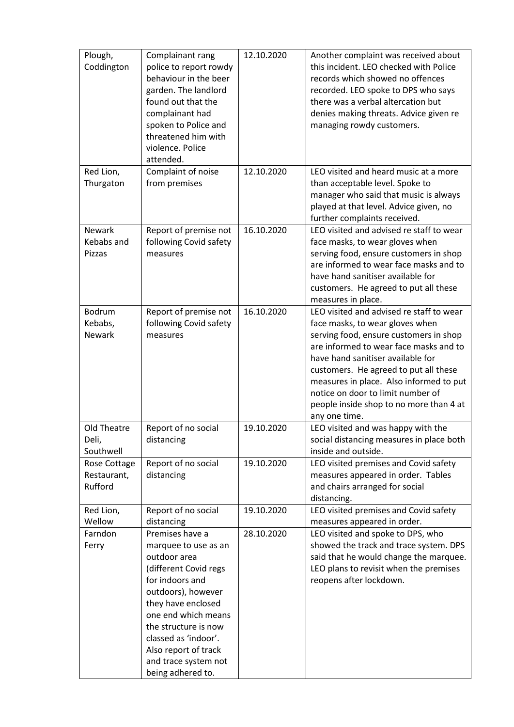| | | | |
|---|---|---|---|
| Plough, Coddington | Complainant rang police to report rowdy behaviour in the beer garden. The landlord found out that the complainant had spoken to Police and threatened him with violence. Police attended. | 12.10.2020 | Another complaint was received about this incident. LEO checked with Police records which showed no offences recorded. LEO spoke to DPS who says there was a verbal altercation but denies making threats. Advice given re managing rowdy customers. |
| Red Lion, Thurgaton | Complaint of noise from premises | 12.10.2020 | LEO visited and heard music at a more than acceptable level. Spoke to manager who said that music is always played at that level. Advice given, no further complaints received. |
| Newark Kebabs and Pizzas | Report of premise not following Covid safety measures | 16.10.2020 | LEO visited and advised re staff to wear face masks, to wear gloves when serving food, ensure customers in shop are informed to wear face masks and to have hand sanitiser available for customers. He agreed to put all these measures in place. |
| Bodrum Kebabs, Newark | Report of premise not following Covid safety measures | 16.10.2020 | LEO visited and advised re staff to wear face masks, to wear gloves when serving food, ensure customers in shop are informed to wear face masks and to have hand sanitiser available for customers. He agreed to put all these measures in place. Also informed to put notice on door to limit number of people inside shop to no more than 4 at any one time. |
| Old Theatre Deli, Southwell | Report of no social distancing | 19.10.2020 | LEO visited and was happy with the social distancing measures in place both inside and outside. |
| Rose Cottage Restaurant, Rufford | Report of no social distancing | 19.10.2020 | LEO visited premises and Covid safety measures appeared in order. Tables and chairs arranged for social distancing. |
| Red Lion, Wellow | Report of no social distancing | 19.10.2020 | LEO visited premises and Covid safety measures appeared in order. |
| Farndon Ferry | Premises have a marquee to use as an outdoor area (different Covid regs for indoors and outdoors), however they have enclosed one end which means the structure is now classed as 'indoor'. Also report of track and trace system not being adhered to. | 28.10.2020 | LEO visited and spoke to DPS, who showed the track and trace system. DPS said that he would change the marquee. LEO plans to revisit when the premises reopens after lockdown. |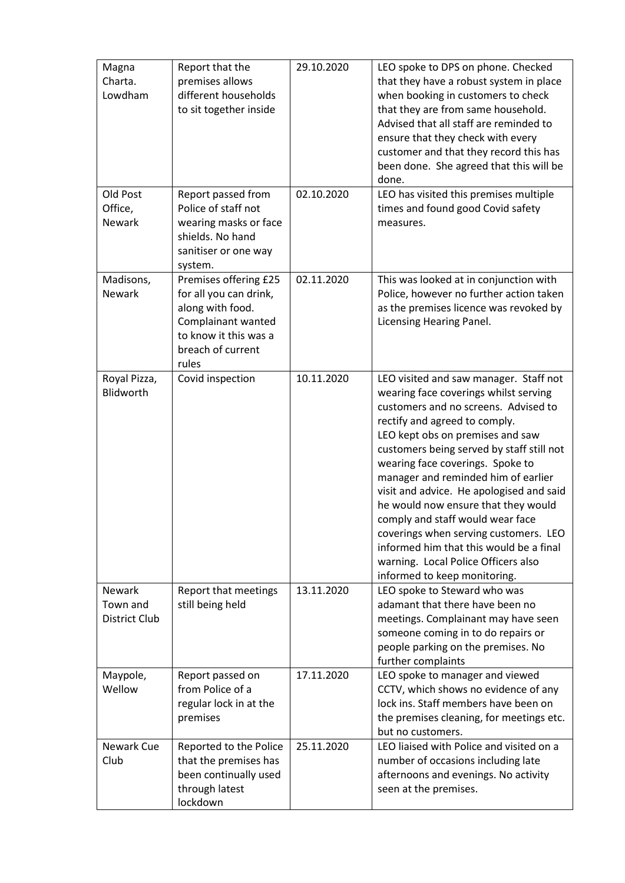| | | | |
|---|---|---|---|
| Magna Charta. Lowdham | Report that the premises allows different households to sit together inside | 29.10.2020 | LEO spoke to DPS on phone. Checked that they have a robust system in place when booking in customers to check that they are from same household. Advised that all staff are reminded to ensure that they check with every customer and that they record this has been done. She agreed that this will be done. |
| Old Post Office, Newark | Report passed from Police of staff not wearing masks or face shields. No hand sanitiser or one way system. | 02.10.2020 | LEO has visited this premises multiple times and found good Covid safety measures. |
| Madisons, Newark | Premises offering £25 for all you can drink, along with food. Complainant wanted to know it this was a breach of current rules | 02.11.2020 | This was looked at in conjunction with Police, however no further action taken as the premises licence was revoked by Licensing Hearing Panel. |
| Royal Pizza, Blidworth | Covid inspection | 10.11.2020 | LEO visited and saw manager. Staff not wearing face coverings whilst serving customers and no screens. Advised to rectify and agreed to comply.<br>LEO kept obs on premises and saw customers being served by staff still not wearing face coverings. Spoke to manager and reminded him of earlier visit and advice. He apologised and said he would now ensure that they would comply and staff would wear face coverings when serving customers. LEO informed him that this would be a final warning. Local Police Officers also informed to keep monitoring. |
| Newark Town and District Club | Report that meetings still being held | 13.11.2020 | LEO spoke to Steward who was adamant that there have been no meetings. Complainant may have seen someone coming in to do repairs or people parking on the premises. No further complaints |
| Maypole, Wellow | Report passed on from Police of a regular lock in at the premises | 17.11.2020 | LEO spoke to manager and viewed CCTV, which shows no evidence of any lock ins. Staff members have been on the premises cleaning, for meetings etc. but no customers. |
| Newark Cue Club | Reported to the Police that the premises has been continually used through latest lockdown | 25.11.2020 | LEO liaised with Police and visited on a number of occasions including late afternoons and evenings. No activity seen at the premises. |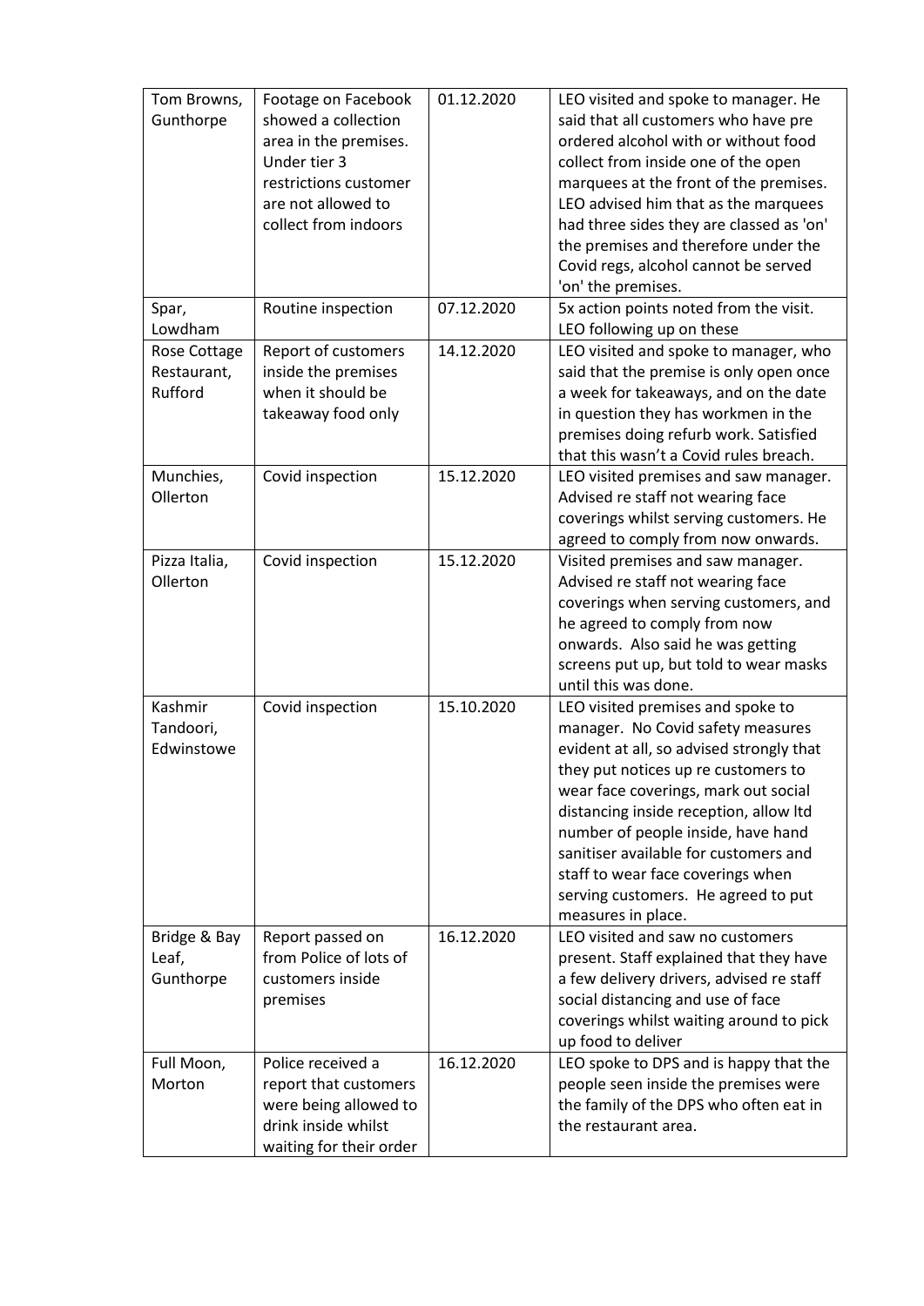| | | | |
|---|---|---|---|
| Tom Browns, Gunthorpe | Footage on Facebook showed a collection area in the premises. Under tier 3 restrictions customer are not allowed to collect from indoors | 01.12.2020 | LEO visited and spoke to manager. He said that all customers who have pre ordered alcohol with or without food collect from inside one of the open marquees at the front of the premises. LEO advised him that as the marquees had three sides they are classed as 'on' the premises and therefore under the Covid regs, alcohol cannot be served 'on' the premises. |
| Spar, Lowdham | Routine inspection | 07.12.2020 | 5x action points noted from the visit. LEO following up on these |
| Rose Cottage Restaurant, Rufford | Report of customers inside the premises when it should be takeaway food only | 14.12.2020 | LEO visited and spoke to manager, who said that the premise is only open once a week for takeaways, and on the date in question they has workmen in the premises doing refurb work. Satisfied that this wasn't a Covid rules breach. |
| Munchies, Ollerton | Covid inspection | 15.12.2020 | LEO visited premises and saw manager. Advised re staff not wearing face coverings whilst serving customers. He agreed to comply from now onwards. |
| Pizza Italia, Ollerton | Covid inspection | 15.12.2020 | Visited premises and saw manager. Advised re staff not wearing face coverings when serving customers, and he agreed to comply from now onwards. Also said he was getting screens put up, but told to wear masks until this was done. |
| Kashmir Tandoori, Edwinstowe | Covid inspection | 15.10.2020 | LEO visited premises and spoke to manager. No Covid safety measures evident at all, so advised strongly that they put notices up re customers to wear face coverings, mark out social distancing inside reception, allow ltd number of people inside, have hand sanitiser available for customers and staff to wear face coverings when serving customers. He agreed to put measures in place. |
| Bridge & Bay Leaf, Gunthorpe | Report passed on from Police of lots of customers inside premises | 16.12.2020 | LEO visited and saw no customers present. Staff explained that they have a few delivery drivers, advised re staff social distancing and use of face coverings whilst waiting around to pick up food to deliver |
| Full Moon, Morton | Police received a report that customers were being allowed to drink inside whilst waiting for their order | 16.12.2020 | LEO spoke to DPS and is happy that the people seen inside the premises were the family of the DPS who often eat in the restaurant area. |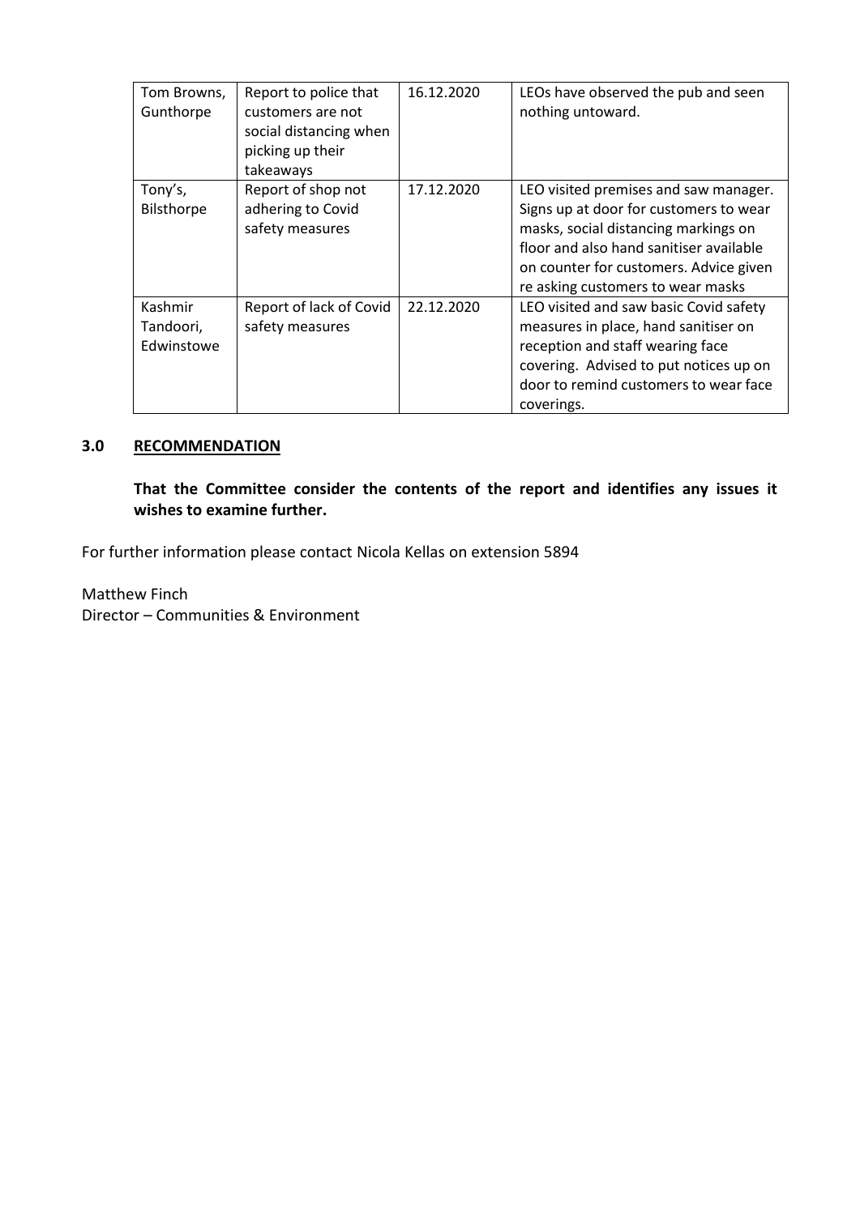| | | | |
|---|---|---|---|
| Tom Browns, Gunthorpe | Report to police that customers are not social distancing when picking up their takeaways | 16.12.2020 | LEOs have observed the pub and seen nothing untoward. |
| Tony's, Bilsthorpe | Report of shop not adhering to Covid safety measures | 17.12.2020 | LEO visited premises and saw manager. Signs up at door for customers to wear masks, social distancing markings on floor and also hand sanitiser available on counter for customers. Advice given re asking customers to wear masks |
| Kashmir Tandoori, Edwinstowe | Report of lack of Covid safety measures | 22.12.2020 | LEO visited and saw basic Covid safety measures in place, hand sanitiser on reception and staff wearing face covering. Advised to put notices up on door to remind customers to wear face coverings. |

## 3.0 RECOMMENDATION

**That the Committee consider the contents of the report and identifies any issues it wishes to examine further.**

For further information please contact Nicola Kellas on extension 5894

Matthew Finch
Director – Communities & Environment